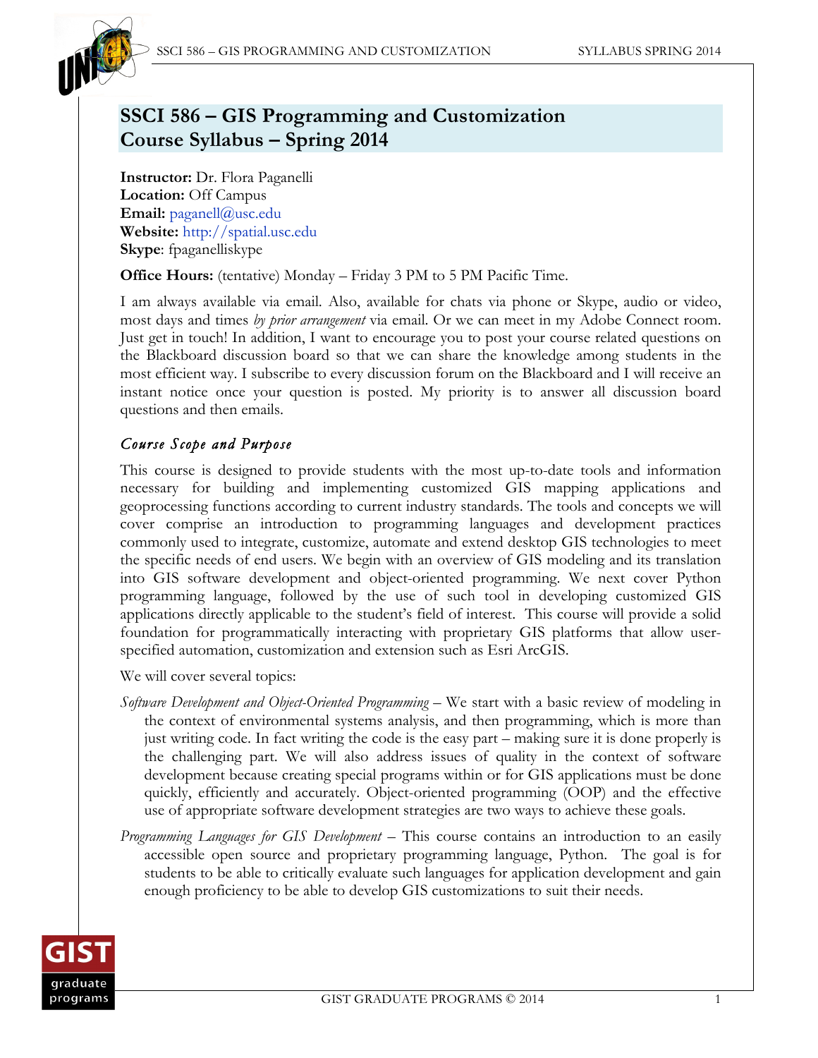# SSCI 586 – GIS Programming and Customization
# Course Syllabus – Spring 2014

**Instructor:** Dr. Flora Paganelli
**Location:** Off Campus
**Email:** paganell@usc.edu
**Website:** http://spatial.usc.edu
**Skype**: fpaganelliskype

**Office Hours:** (tentative) Monday – Friday 3 PM to 5 PM Pacific Time.

I am always available via email. Also, available for chats via phone or Skype, audio or video, most days and times *by prior arrangement* via email. Or we can meet in my Adobe Connect room. Just get in touch! In addition, I want to encourage you to post your course related questions on the Blackboard discussion board so that we can share the knowledge among students in the most efficient way. I subscribe to every discussion forum on the Blackboard and I will receive an instant notice once your question is posted. My priority is to answer all discussion board questions and then emails.

## *Course Scope and Purpose*

This course is designed to provide students with the most up-to-date tools and information necessary for building and implementing customized GIS mapping applications and geoprocessing functions according to current industry standards. The tools and concepts we will cover comprise an introduction to programming languages and development practices commonly used to integrate, customize, automate and extend desktop GIS technologies to meet the specific needs of end users. We begin with an overview of GIS modeling and its translation into GIS software development and object-oriented programming. We next cover Python programming language, followed by the use of such tool in developing customized GIS applications directly applicable to the student's field of interest. This course will provide a solid foundation for programmatically interacting with proprietary GIS platforms that allow user-specified automation, customization and extension such as Esri ArcGIS.

We will cover several topics:

*Software Development and Object-Oriented Programming* – We start with a basic review of modeling in the context of environmental systems analysis, and then programming, which is more than just writing code. In fact writing the code is the easy part – making sure it is done properly is the challenging part. We will also address issues of quality in the context of software development because creating special programs within or for GIS applications must be done quickly, efficiently and accurately. Object-oriented programming (OOP) and the effective use of appropriate software development strategies are two ways to achieve these goals.

*Programming Languages for GIS Development* – This course contains an introduction to an easily accessible open source and proprietary programming language, Python. The goal is for students to be able to critically evaluate such languages for application development and gain enough proficiency to be able to develop GIS customizations to suit their needs.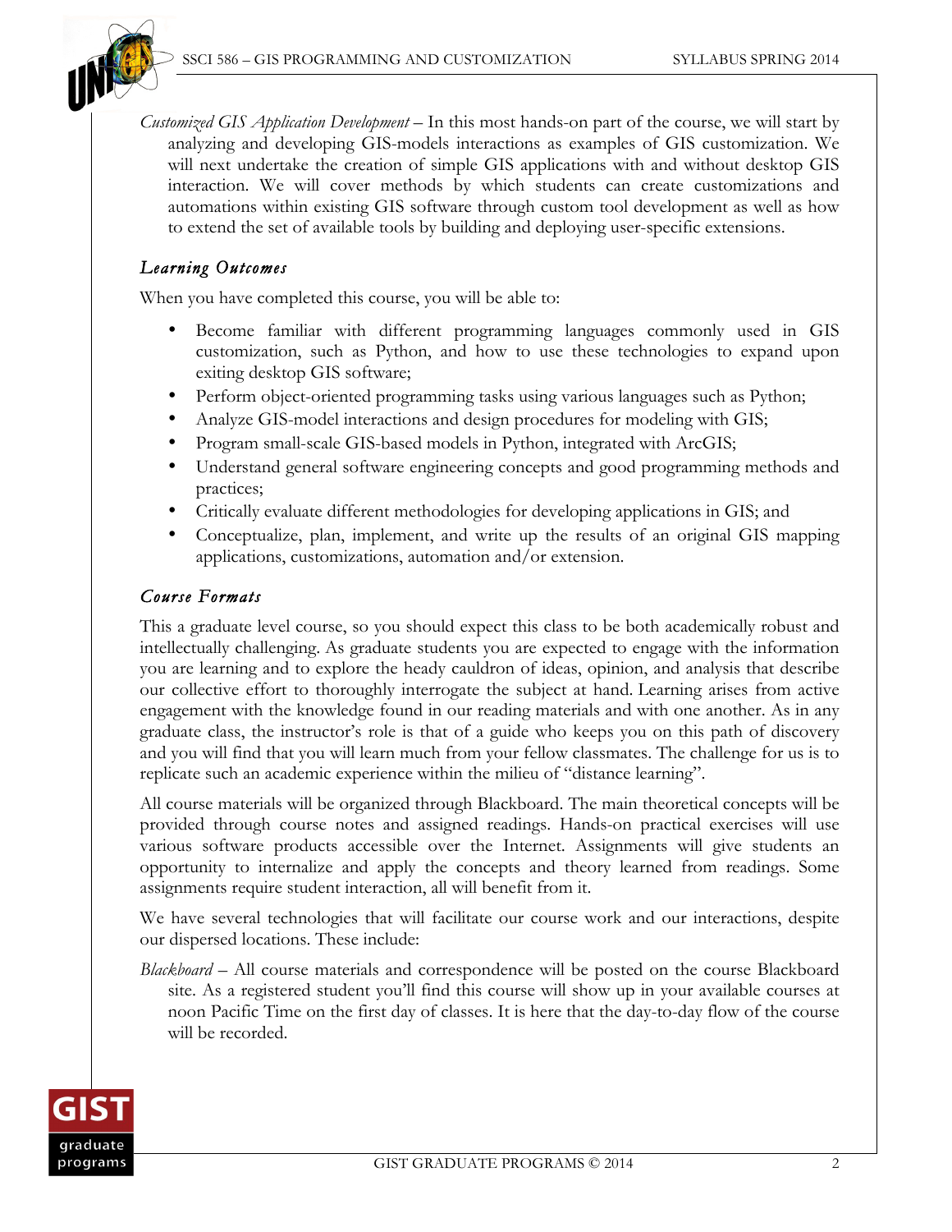*Customized GIS Application Development* – In this most hands-on part of the course, we will start by analyzing and developing GIS-models interactions as examples of GIS customization. We will next undertake the creation of simple GIS applications with and without desktop GIS interaction. We will cover methods by which students can create customizations and automations within existing GIS software through custom tool development as well as how to extend the set of available tools by building and deploying user-specific extensions.

### *Learning Outcomes*

When you have completed this course, you will be able to:

- Become familiar with different programming languages commonly used in GIS customization, such as Python, and how to use these technologies to expand upon exiting desktop GIS software;
- Perform object-oriented programming tasks using various languages such as Python;
- Analyze GIS-model interactions and design procedures for modeling with GIS;
- Program small-scale GIS-based models in Python, integrated with ArcGIS;
- Understand general software engineering concepts and good programming methods and practices;
- Critically evaluate different methodologies for developing applications in GIS; and
- Conceptualize, plan, implement, and write up the results of an original GIS mapping applications, customizations, automation and/or extension.

### *Course Formats*

This a graduate level course, so you should expect this class to be both academically robust and intellectually challenging. As graduate students you are expected to engage with the information you are learning and to explore the heady cauldron of ideas, opinion, and analysis that describe our collective effort to thoroughly interrogate the subject at hand. Learning arises from active engagement with the knowledge found in our reading materials and with one another. As in any graduate class, the instructor's role is that of a guide who keeps you on this path of discovery and you will find that you will learn much from your fellow classmates. The challenge for us is to replicate such an academic experience within the milieu of "distance learning".

All course materials will be organized through Blackboard. The main theoretical concepts will be provided through course notes and assigned readings. Hands-on practical exercises will use various software products accessible over the Internet. Assignments will give students an opportunity to internalize and apply the concepts and theory learned from readings. Some assignments require student interaction, all will benefit from it.

We have several technologies that will facilitate our course work and our interactions, despite our dispersed locations. These include:

*Blackboard* – All course materials and correspondence will be posted on the course Blackboard site. As a registered student you'll find this course will show up in your available courses at noon Pacific Time on the first day of classes. It is here that the day-to-day flow of the course will be recorded.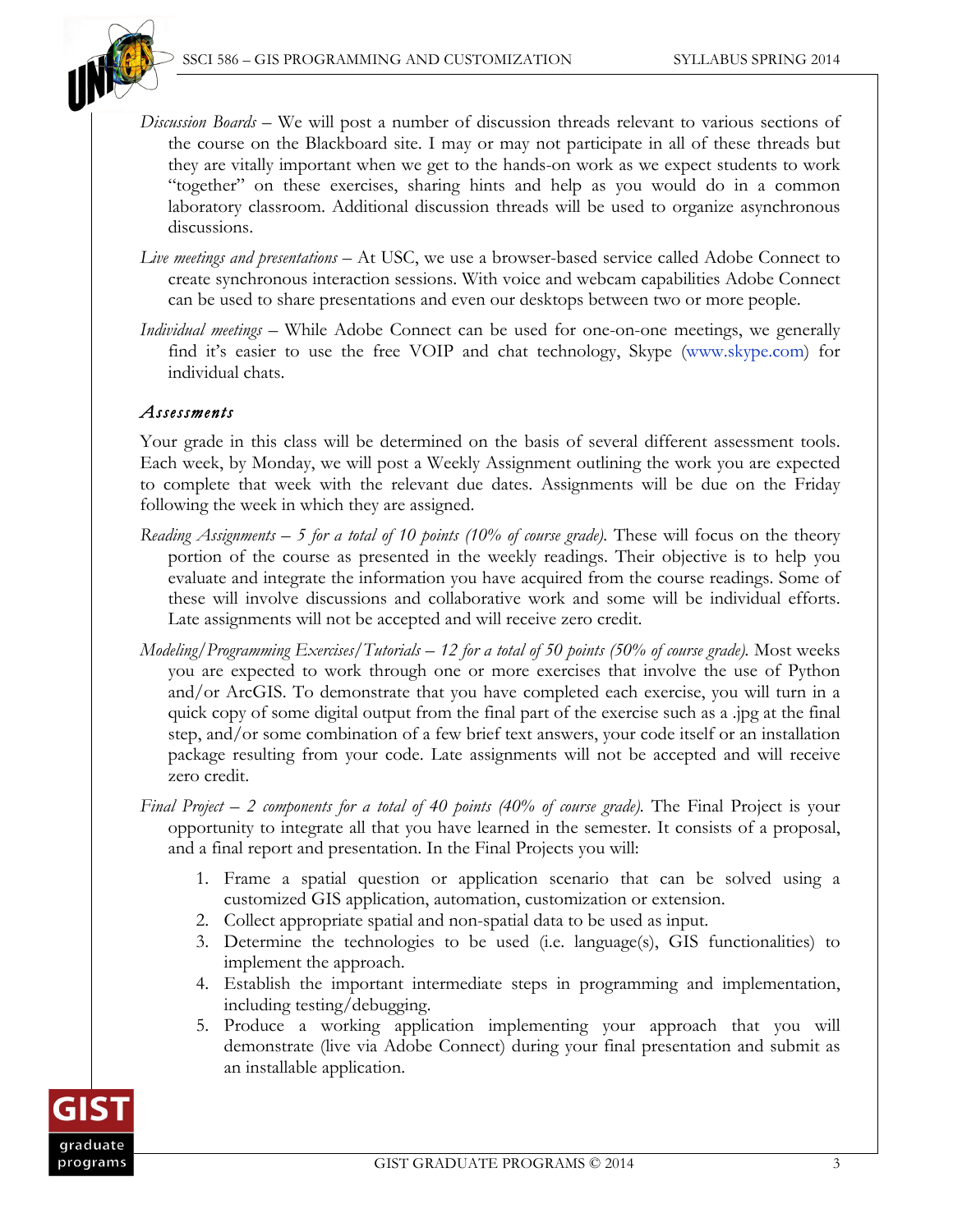*Discussion Boards* – We will post a number of discussion threads relevant to various sections of the course on the Blackboard site. I may or may not participate in all of these threads but they are vitally important when we get to the hands-on work as we expect students to work "together" on these exercises, sharing hints and help as you would do in a common laboratory classroom. Additional discussion threads will be used to organize asynchronous discussions.

*Live meetings and presentations* – At USC, we use a browser-based service called Adobe Connect to create synchronous interaction sessions. With voice and webcam capabilities Adobe Connect can be used to share presentations and even our desktops between two or more people.

*Individual meetings* – While Adobe Connect can be used for one-on-one meetings, we generally find it's easier to use the free VOIP and chat technology, Skype (www.skype.com) for individual chats.

### *Assessments*

Your grade in this class will be determined on the basis of several different assessment tools. Each week, by Monday, we will post a Weekly Assignment outlining the work you are expected to complete that week with the relevant due dates. Assignments will be due on the Friday following the week in which they are assigned.

*Reading Assignments – 5 for a total of 10 points (10% of course grade).* These will focus on the theory portion of the course as presented in the weekly readings. Their objective is to help you evaluate and integrate the information you have acquired from the course readings. Some of these will involve discussions and collaborative work and some will be individual efforts. Late assignments will not be accepted and will receive zero credit.

*Modeling/Programming Exercises/Tutorials – 12 for a total of 50 points (50% of course grade).* Most weeks you are expected to work through one or more exercises that involve the use of Python and/or ArcGIS. To demonstrate that you have completed each exercise, you will turn in a quick copy of some digital output from the final part of the exercise such as a .jpg at the final step, and/or some combination of a few brief text answers, your code itself or an installation package resulting from your code. Late assignments will not be accepted and will receive zero credit.

*Final Project – 2 components for a total of 40 points (40% of course grade).* The Final Project is your opportunity to integrate all that you have learned in the semester. It consists of a proposal, and a final report and presentation. In the Final Projects you will:

1. Frame a spatial question or application scenario that can be solved using a customized GIS application, automation, customization or extension.
2. Collect appropriate spatial and non-spatial data to be used as input.
3. Determine the technologies to be used (i.e. language(s), GIS functionalities) to implement the approach.
4. Establish the important intermediate steps in programming and implementation, including testing/debugging.
5. Produce a working application implementing your approach that you will demonstrate (live via Adobe Connect) during your final presentation and submit as an installable application.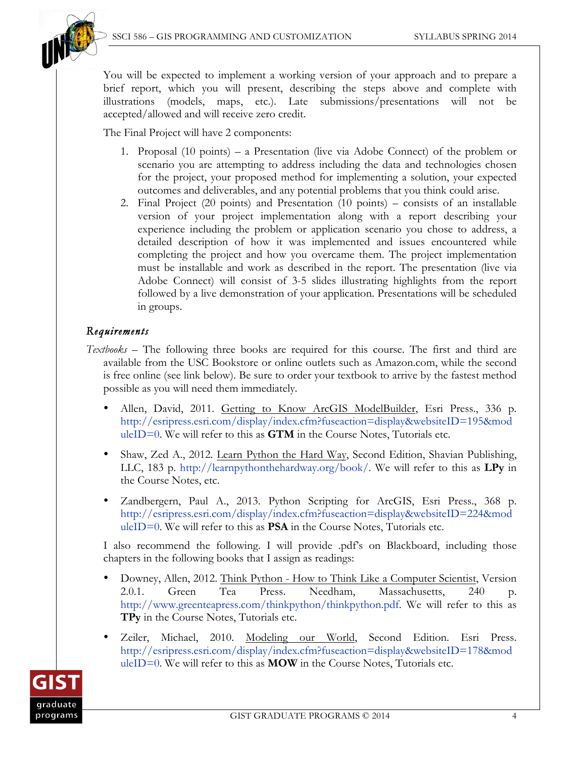You will be expected to implement a working version of your approach and to prepare a brief report, which you will present, describing the steps above and complete with illustrations (models, maps, etc.). Late submissions/presentations will not be accepted/allowed and will receive zero credit.

The Final Project will have 2 components:

1. Proposal (10 points) – a Presentation (live via Adobe Connect) of the problem or scenario you are attempting to address including the data and technologies chosen for the project, your proposed method for implementing a solution, your expected outcomes and deliverables, and any potential problems that you think could arise.
2. Final Project (20 points) and Presentation (10 points) – consists of an installable version of your project implementation along with a report describing your experience including the problem or application scenario you chose to address, a detailed description of how it was implemented and issues encountered while completing the project and how you overcame them. The project implementation must be installable and work as described in the report. The presentation (live via Adobe Connect) will consist of 3-5 slides illustrating highlights from the report followed by a live demonstration of your application. Presentations will be scheduled in groups.

### *Requirements*

*Textbooks* – The following three books are required for this course. The first and third are available from the USC Bookstore or online outlets such as Amazon.com, while the second is free online (see link below). Be sure to order your textbook to arrive by the fastest method possible as you will need them immediately.

- Allen, David, 2011. Getting to Know ArcGIS ModelBuilder, Esri Press., 336 p. http://esripress.esri.com/display/index.cfm?fuseaction=display&websiteID=195&moduleID=0. We will refer to this as **GTM** in the Course Notes, Tutorials etc.
- Shaw, Zed A., 2012. Learn Python the Hard Way, Second Edition, Shavian Publishing, LLC, 183 p. http://learnpythonthehardway.org/book/. We will refer to this as **LPy** in the Course Notes, etc.
- Zandbergern, Paul A., 2013. Python Scripting for ArcGIS, Esri Press., 368 p. http://esripress.esri.com/display/index.cfm?fuseaction=display&websiteID=224&moduleID=0. We will refer to this as **PSA** in the Course Notes, Tutorials etc.

I also recommend the following. I will provide .pdf's on Blackboard, including those chapters in the following books that I assign as readings:

- Downey, Allen, 2012. Think Python - How to Think Like a Computer Scientist, Version 2.0.1. Green Tea Press. Needham, Massachusetts, 240 p. http://www.greenteapress.com/thinkpython/thinkpython.pdf. We will refer to this as **TPy** in the Course Notes, Tutorials etc.
- Zeiler, Michael, 2010. Modeling our World, Second Edition. Esri Press. http://esripress.esri.com/display/index.cfm?fuseaction=display&websiteID=178&moduleID=0. We will refer to this as **MOW** in the Course Notes, Tutorials etc.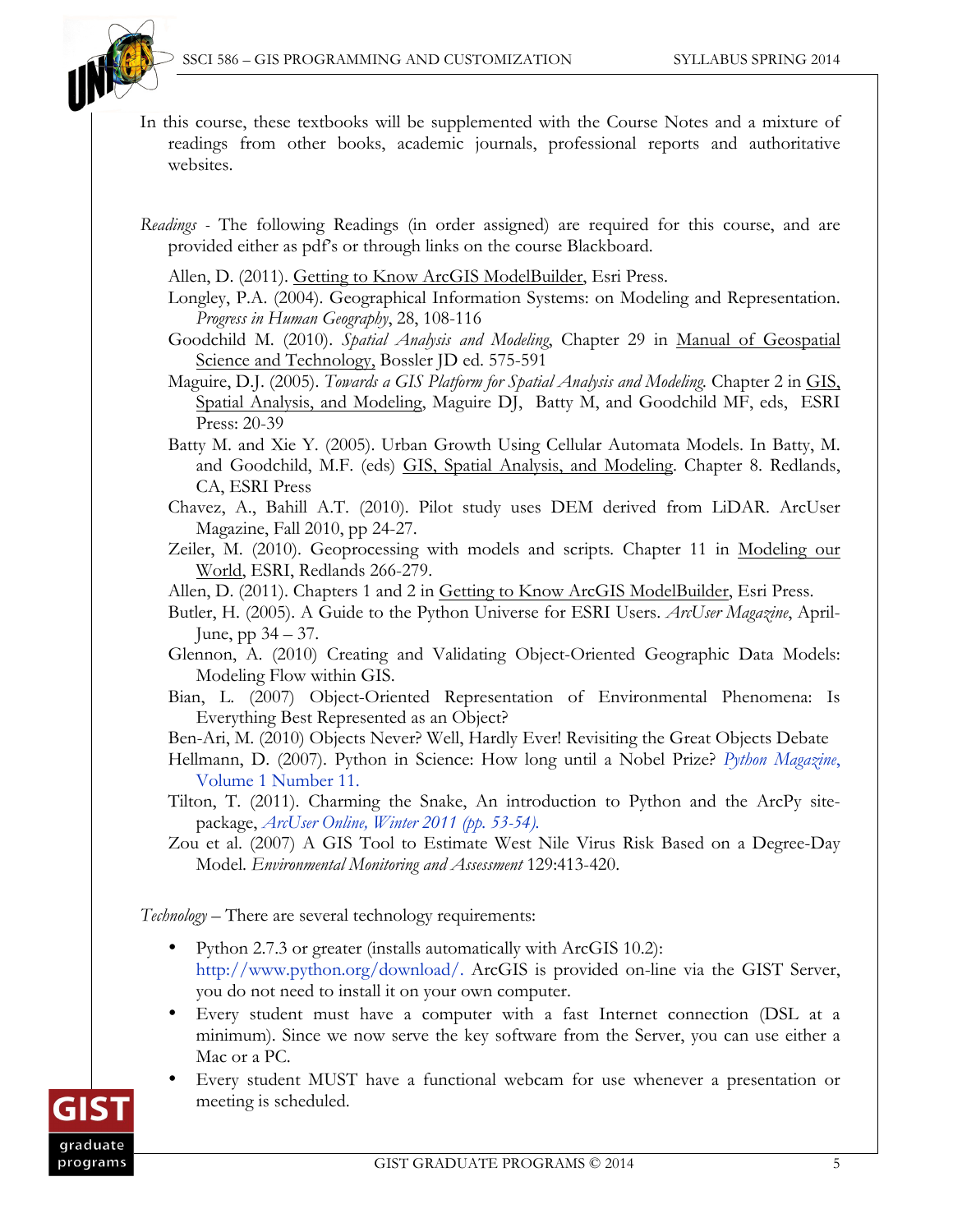In this course, these textbooks will be supplemented with the Course Notes and a mixture of readings from other books, academic journals, professional reports and authoritative websites.

*Readings* - The following Readings (in order assigned) are required for this course, and are provided either as pdf's or through links on the course Blackboard.

Allen, D. (2011). Getting to Know ArcGIS ModelBuilder, Esri Press.

Longley, P.A. (2004). Geographical Information Systems: on Modeling and Representation. *Progress in Human Geography*, 28, 108-116

Goodchild M. (2010). *Spatial Analysis and Modeling*, Chapter 29 in Manual of Geospatial Science and Technology, Bossler JD ed. 575-591

Maguire, D.J. (2005). *Towards a GIS Platform for Spatial Analysis and Modeling.* Chapter 2 in GIS, Spatial Analysis, and Modeling, Maguire DJ, Batty M, and Goodchild MF, eds, ESRI Press: 20-39

Batty M. and Xie Y. (2005). Urban Growth Using Cellular Automata Models. In Batty, M. and Goodchild, M.F. (eds) GIS, Spatial Analysis, and Modeling. Chapter 8. Redlands, CA, ESRI Press

Chavez, A., Bahill A.T. (2010). Pilot study uses DEM derived from LiDAR. ArcUser Magazine, Fall 2010, pp 24-27.

Zeiler, M. (2010). Geoprocessing with models and scripts. Chapter 11 in Modeling our World, ESRI, Redlands 266-279.

Allen, D. (2011). Chapters 1 and 2 in Getting to Know ArcGIS ModelBuilder, Esri Press.

Butler, H. (2005). A Guide to the Python Universe for ESRI Users. *ArcUser Magazine*, April-June, pp 34 – 37.

Glennon, A. (2010) Creating and Validating Object-Oriented Geographic Data Models: Modeling Flow within GIS.

Bian, L. (2007) Object-Oriented Representation of Environmental Phenomena: Is Everything Best Represented as an Object?

Ben-Ari, M. (2010) Objects Never? Well, Hardly Ever! Revisiting the Great Objects Debate

Hellmann, D. (2007). Python in Science: How long until a Nobel Prize? *Python Magazine*, Volume 1 Number 11.

Tilton, T. (2011). Charming the Snake, An introduction to Python and the ArcPy site-package, *ArcUser Online, Winter 2011 (pp. 53-54).*

Zou et al. (2007) A GIS Tool to Estimate West Nile Virus Risk Based on a Degree-Day Model. *Environmental Monitoring and Assessment* 129:413-420.

*Technology* – There are several technology requirements:

- Python 2.7.3 or greater (installs automatically with ArcGIS 10.2): http://www.python.org/download/. ArcGIS is provided on-line via the GIST Server, you do not need to install it on your own computer.
- Every student must have a computer with a fast Internet connection (DSL at a minimum). Since we now serve the key software from the Server, you can use either a Mac or a PC.
- Every student MUST have a functional webcam for use whenever a presentation or meeting is scheduled.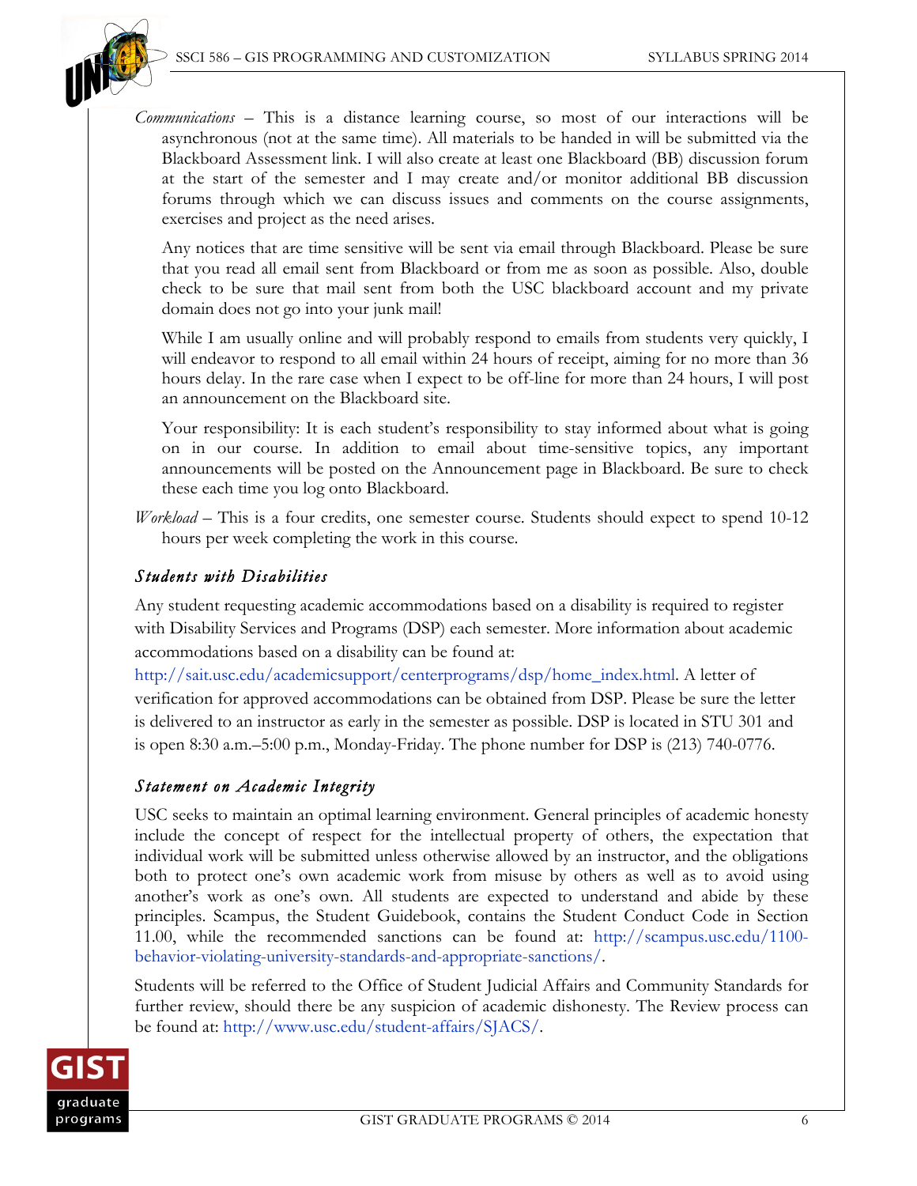*Communications* – This is a distance learning course, so most of our interactions will be asynchronous (not at the same time). All materials to be handed in will be submitted via the Blackboard Assessment link. I will also create at least one Blackboard (BB) discussion forum at the start of the semester and I may create and/or monitor additional BB discussion forums through which we can discuss issues and comments on the course assignments, exercises and project as the need arises.

Any notices that are time sensitive will be sent via email through Blackboard. Please be sure that you read all email sent from Blackboard or from me as soon as possible. Also, double check to be sure that mail sent from both the USC blackboard account and my private domain does not go into your junk mail!

While I am usually online and will probably respond to emails from students very quickly, I will endeavor to respond to all email within 24 hours of receipt, aiming for no more than 36 hours delay. In the rare case when I expect to be off-line for more than 24 hours, I will post an announcement on the Blackboard site.

Your responsibility: It is each student's responsibility to stay informed about what is going on in our course. In addition to email about time-sensitive topics, any important announcements will be posted on the Announcement page in Blackboard. Be sure to check these each time you log onto Blackboard.

*Workload* – This is a four credits, one semester course. Students should expect to spend 10-12 hours per week completing the work in this course.

### *Students with Disabilities*

Any student requesting academic accommodations based on a disability is required to register with Disability Services and Programs (DSP) each semester. More information about academic accommodations based on a disability can be found at: http://sait.usc.edu/academicsupport/centerprograms/dsp/home_index.html. A letter of verification for approved accommodations can be obtained from DSP. Please be sure the letter is delivered to an instructor as early in the semester as possible. DSP is located in STU 301 and is open 8:30 a.m.–5:00 p.m., Monday-Friday. The phone number for DSP is (213) 740-0776.

### *Statement on Academic Integrity*

USC seeks to maintain an optimal learning environment. General principles of academic honesty include the concept of respect for the intellectual property of others, the expectation that individual work will be submitted unless otherwise allowed by an instructor, and the obligations both to protect one's own academic work from misuse by others as well as to avoid using another's work as one's own. All students are expected to understand and abide by these principles. Scampus, the Student Guidebook, contains the Student Conduct Code in Section 11.00, while the recommended sanctions can be found at: http://scampus.usc.edu/1100-behavior-violating-university-standards-and-appropriate-sanctions/.

Students will be referred to the Office of Student Judicial Affairs and Community Standards for further review, should there be any suspicion of academic dishonesty. The Review process can be found at: http://www.usc.edu/student-affairs/SJACS/.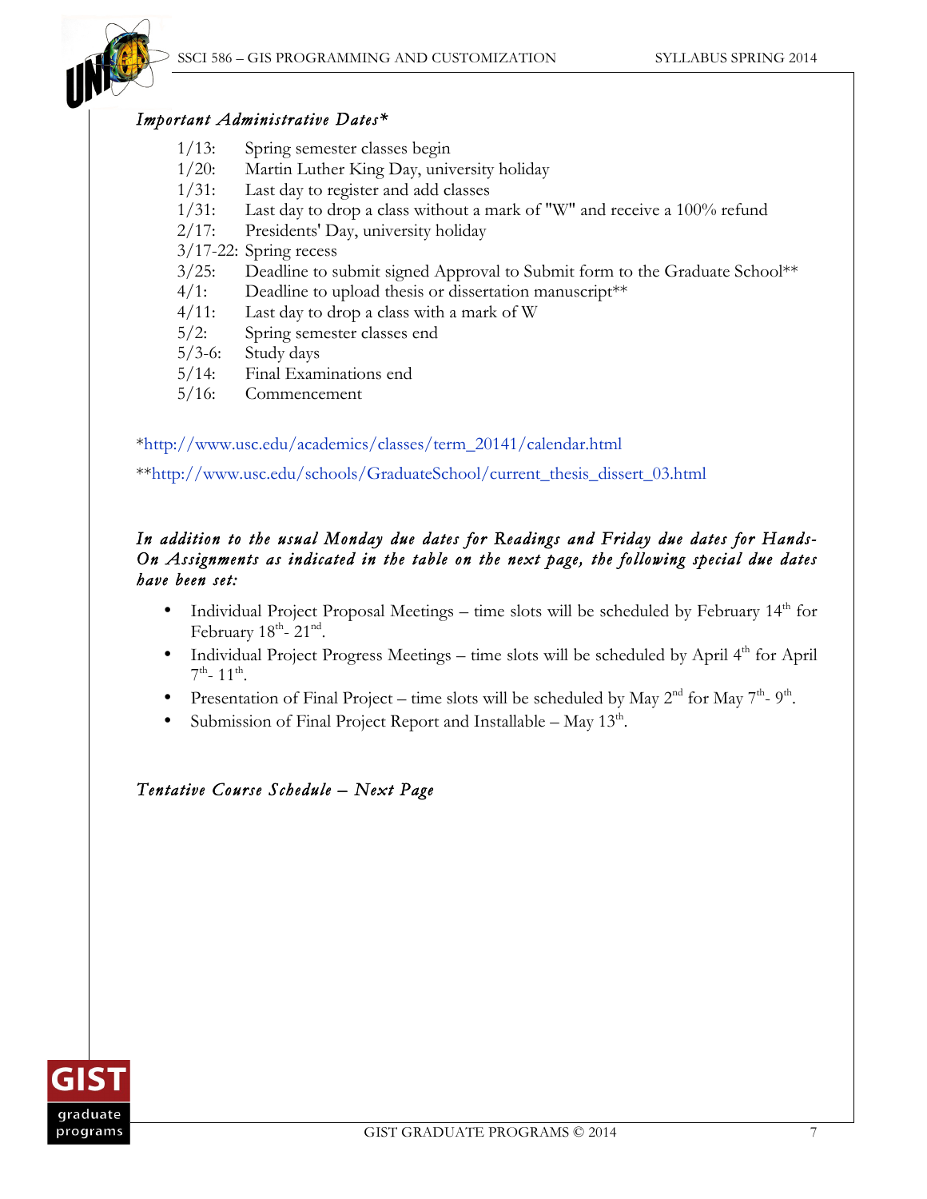*Important Administrative Dates**

- 1/13: Spring semester classes begin
- 1/20: Martin Luther King Day, university holiday
- 1/31: Last day to register and add classes
- 1/31: Last day to drop a class without a mark of "W" and receive a 100% refund
- 2/17: Presidents' Day, university holiday
- 3/17-22: Spring recess
- 3/25: Deadline to submit signed Approval to Submit form to the Graduate School**
- 4/1: Deadline to upload thesis or dissertation manuscript**
- 4/11: Last day to drop a class with a mark of W
- 5/2: Spring semester classes end
- 5/3-6: Study days
- 5/14: Final Examinations end
- 5/16: Commencement

*http://www.usc.edu/academics/classes/term_20141/calendar.html

**http://www.usc.edu/schools/GraduateSchool/current_thesis_dissert_03.html

*In addition to the usual Monday due dates for Readings and Friday due dates for Hands-On Assignments as indicated in the table on the next page, the following special due dates have been set:*

- Individual Project Proposal Meetings – time slots will be scheduled by February 14th for February 18th- 21st.
- Individual Project Progress Meetings – time slots will be scheduled by April 4th for April 7th- 11th.
- Presentation of Final Project – time slots will be scheduled by May 2nd for May 7th- 9th.
- Submission of Final Project Report and Installable – May 13th.

*Tentative Course Schedule – Next Page*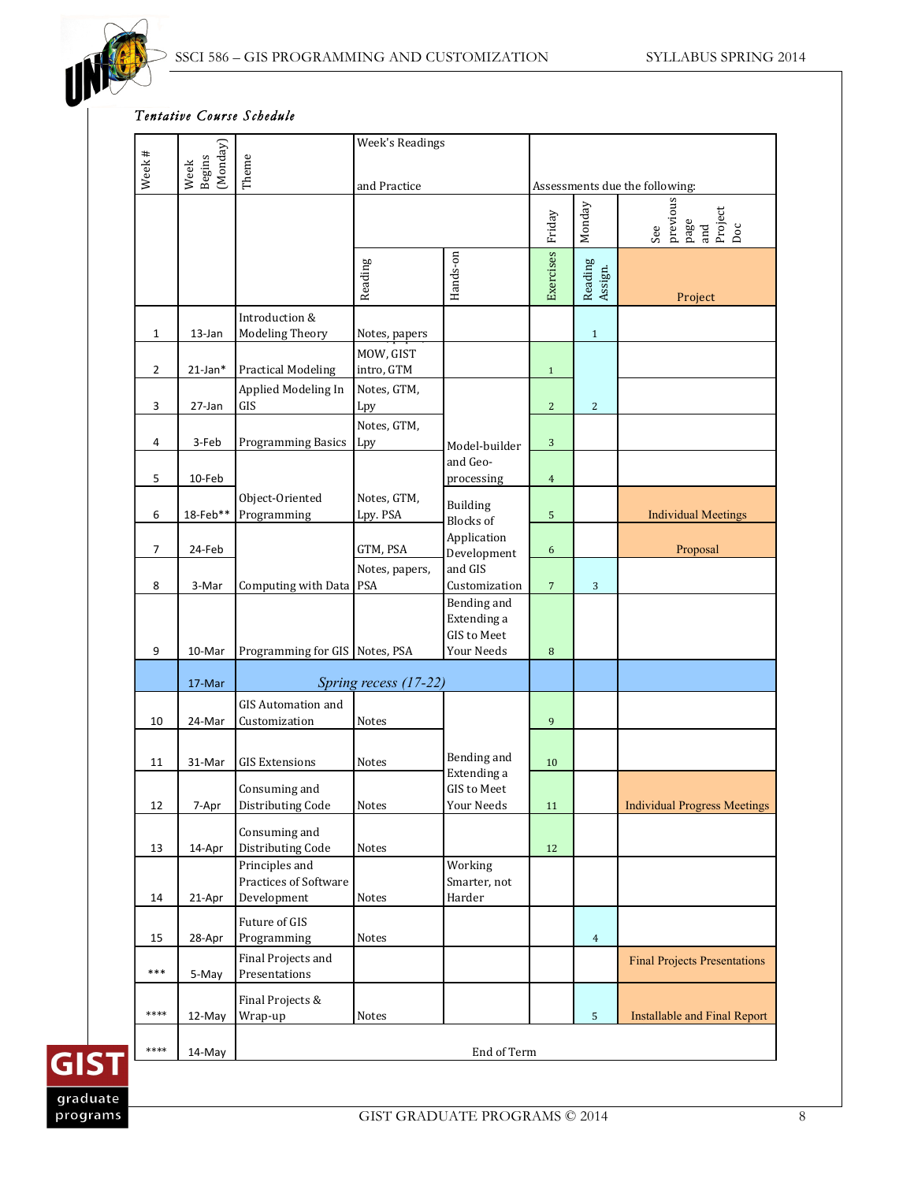*Tentative Course Schedule*

| Week # | Week Begins (Monday) | Theme | Week's Readings and Practice | | Assessments due the following: | | |
|---|---|---|---|---|---|---|---|
| | | | | | Friday | Monday | See previous page and Project Doc |
| | | | Reading | Hands-on | Exercises | Reading Assign. | Project |
| 1 | 13-Jan | Introduction & Modeling Theory | Notes, papers | | | 1 | |
| 2 | 21-Jan* | Practical Modeling | MOW, GIST intro, GTM | | 1 | | |
| 3 | 27-Jan | Applied Modeling In GIS | Notes, GTM, Lpy | Model-builder and Geo-processing | 2 | 2 | |
| 4 | 3-Feb | Programming Basics | Notes, GTM, Lpy | | 3 | | |
| 5 | 10-Feb | | | | 4 | | |
| 6 | 18-Feb** | Object-Oriented Programming | Notes, GTM, Lpy. PSA | Building Blocks of Application Development and GIS Customization | 5 | | Individual Meetings |
| 7 | 24-Feb | | GTM, PSA | | 6 | | Proposal |
| 8 | 3-Mar | Computing with Data | Notes, papers, PSA | | 7 | 3 | |
| 9 | 10-Mar | Programming for GIS | Notes, PSA | Bending and Extending a GIS to Meet Your Needs | 8 | | |
| | 17-Mar | *Spring recess (17-22)* | | | | | |
| 10 | 24-Mar | GIS Automation and Customization | Notes | Bending and Extending a GIS to Meet Your Needs | 9 | | |
| 11 | 31-Mar | GIS Extensions | Notes | | 10 | | |
| 12 | 7-Apr | Consuming and Distributing Code | Notes | | 11 | | Individual Progress Meetings |
| 13 | 14-Apr | Consuming and Distributing Code | Notes | | 12 | | |
| 14 | 21-Apr | Principles and Practices of Software Development | Notes | Working Smarter, not Harder | | | |
| 15 | 28-Apr | Future of GIS Programming | Notes | | | 4 | |
| *** | 5-May | Final Projects and Presentations | | | | | Final Projects Presentations |
| **** | 12-May | Final Projects & Wrap-up | Notes | | | 5 | Installable and Final Report |
| **** | 14-May | End of Term | | | | | |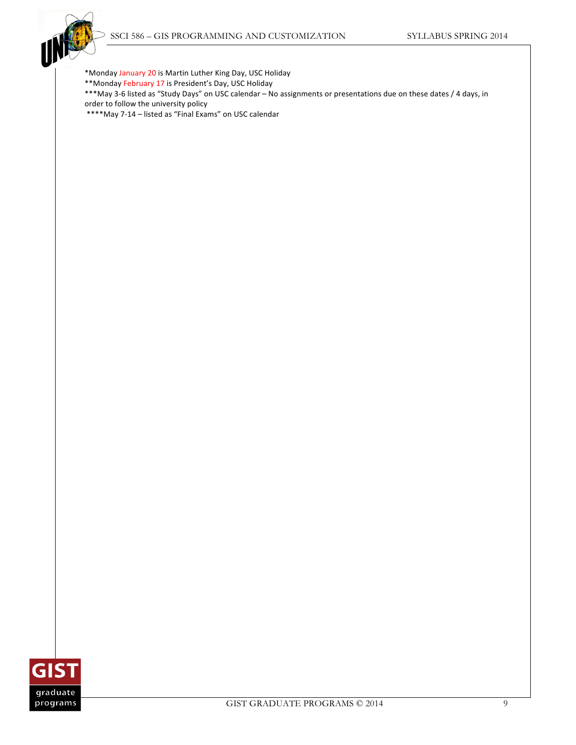*Monday January 20 is Martin Luther King Day, USC Holiday

**Monday February 17 is President's Day, USC Holiday

***May 3-6 listed as "Study Days" on USC calendar – No assignments or presentations due on these dates / 4 days, in order to follow the university policy

****May 7-14 – listed as "Final Exams" on USC calendar